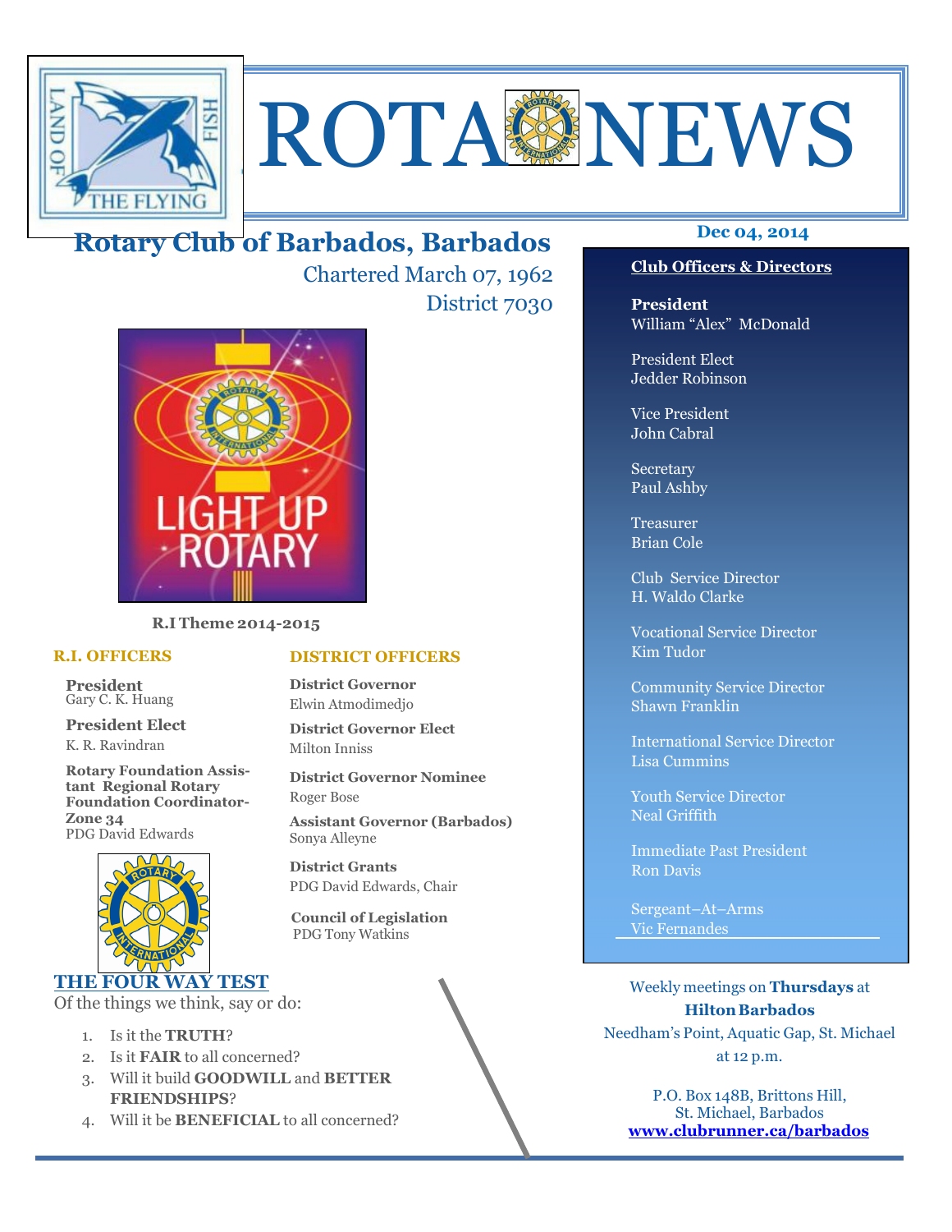# ROTA NEWS

## Rotary Club of Barbados, Barbados

Chartered March 07, 1962

District 7030

**Dec 04, 2014**

LIGHT UP ROTARY

**R.I Theme 2014-2015**

### R.I. OFFICERS

**President**
Gary C. K. Huang

**President Elect**
K. R. Ravindran

**Rotary Foundation Assistant Regional Rotary Foundation Coordinator-Zone 34**
PDG David Edwards

### DISTRICT OFFICERS

**District Governor**
Elwin Atmodimedjo

**District Governor Elect**
Milton Inniss

**District Governor Nominee**
Roger Bose

**Assistant Governor (Barbados)**
Sonya Alleyne

**District Grants**
PDG David Edwards, Chair

**Council of Legislation**
PDG Tony Watkins

### THE FOUR WAY TEST

Of the things we think, say or do:

1. Is it the **TRUTH**?
2. Is it **FAIR** to all concerned?
3. Will it build **GOODWILL** and **BETTER FRIENDSHIPS**?
4. Will it be **BENEFICIAL** to all concerned?

### Club Officers & Directors

**President**
William "Alex" McDonald

President Elect
Jedder Robinson

Vice President
John Cabral

Secretary
Paul Ashby

Treasurer
Brian Cole

Club Service Director
H. Waldo Clarke

Vocational Service Director
Kim Tudor

Community Service Director
Shawn Franklin

International Service Director
Lisa Cummins

Youth Service Director
Neal Griffith

Immediate Past President
Ron Davis

Sergeant–At–Arms
Vic Fernandes

Weekly meetings on **Thursdays** at **Hilton Barbados**
Needham's Point, Aquatic Gap, St. Michael
at 12 p.m.

P.O. Box 148B, Brittons Hill,
St. Michael, Barbados
**www.clubrunner.ca/barbados**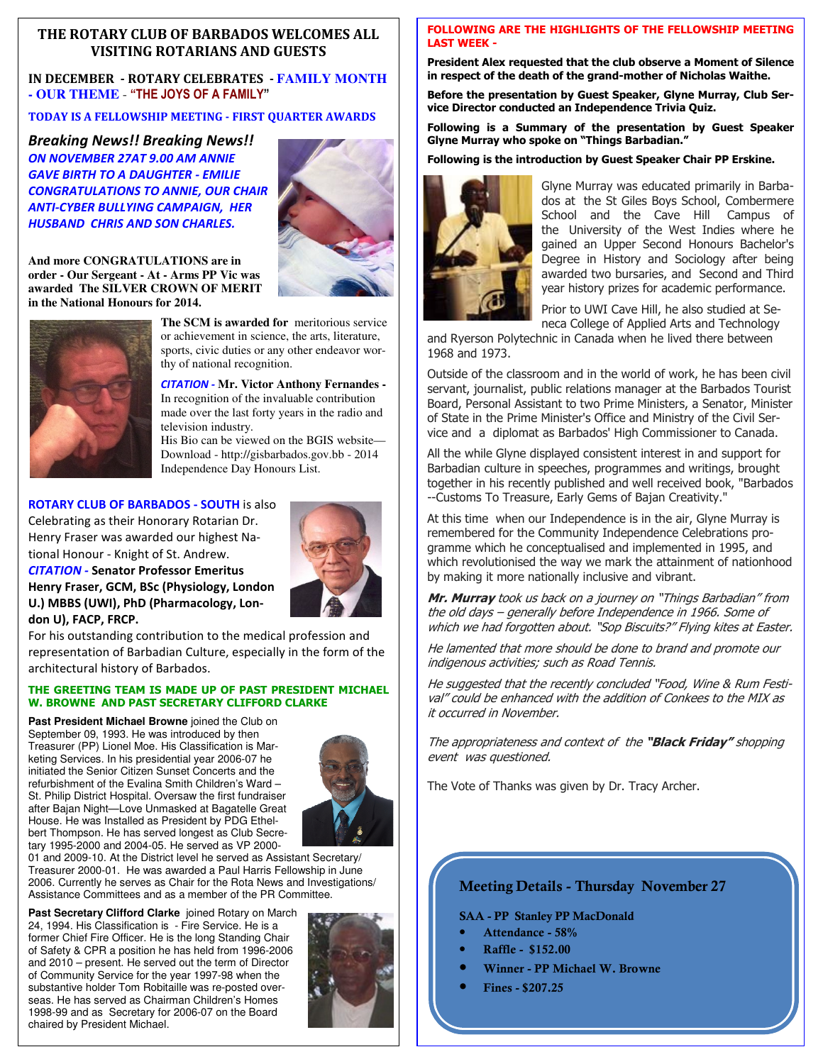## THE ROTARY CLUB OF BARBADOS WELCOMES ALL VISITING ROTARIANS AND GUESTS

**IN DECEMBER - ROTARY CELEBRATES - FAMILY MONTH - OUR THEME - "THE JOYS OF A FAMILY"**

**TODAY IS A FELLOWSHIP MEETING - FIRST QUARTER AWARDS**

### *Breaking News!! Breaking News!!*

***ON NOVEMBER 27AT 9.00 AM ANNIE GAVE BIRTH TO A DAUGHTER - EMILIE CONGRATULATIONS TO ANNIE, OUR CHAIR ANTI-CYBER BULLYING CAMPAIGN, HER HUSBAND CHRIS AND SON CHARLES.***

**And more CONGRATULATIONS are in order - Our Sergeant - At - Arms PP Vic was awarded The SILVER CROWN OF MERIT in the National Honours for 2014.**

**The SCM is awarded for** meritorious service or achievement in science, the arts, literature, sports, civic duties or any other endeavor worthy of national recognition.

*CITATION* - **Mr. Victor Anthony Fernandes -** In recognition of the invaluable contribution made over the last forty years in the radio and television industry.
His Bio can be viewed on the BGIS website—Download - http://gisbarbados.gov.bb - 2014 Independence Day Honours List.

**ROTARY CLUB OF BARBADOS - SOUTH** is also Celebrating as their Honorary Rotarian Dr. Henry Fraser was awarded our highest National Honour - Knight of St. Andrew.
*CITATION* - **Senator Professor Emeritus Henry Fraser, GCM, BSc (Physiology, London U.) MBBS (UWI), PhD (Pharmacology, London U), FACP, FRCP.**
For his outstanding contribution to the medical profession and representation of Barbadian Culture, especially in the form of the architectural history of Barbados.

**THE GREETING TEAM IS MADE UP OF PAST PRESIDENT MICHAEL W. BROWNE AND PAST SECRETARY CLIFFORD CLARKE**

**Past President Michael Browne** joined the Club on September 09, 1993. He was introduced by then Treasurer (PP) Lionel Moe. His Classification is Marketing Services. In his presidential year 2006-07 he initiated the Senior Citizen Sunset Concerts and the refurbishment of the Evalina Smith Children's Ward – St. Philip District Hospital. Oversaw the first fundraiser after Bajan Night—Love Unmasked at Bagatelle Great House. He was Installed as President by PDG Ethelbert Thompson. He has served longest as Club Secretary 1995-2000 and 2004-05. He served as VP 2000-01 and 2009-10. At the District level he served as Assistant Secretary/ Treasurer 2000-01. He was awarded a Paul Harris Fellowship in June 2006. Currently he serves as Chair for the Rota News and Investigations/ Assistance Committees and as a member of the PR Committee.

**Past Secretary Clifford Clarke** joined Rotary on March 24, 1994. His Classification is - Fire Service. He is a former Chief Fire Officer. He is the long Standing Chair of Safety & CPR a position he has held from 1996-2006 and 2010 – present. He served out the term of Director of Community Service for the year 1997-98 when the substantive holder Tom Robitaille was re-posted overseas. He has served as Chairman Children's Homes 1998-99 and as Secretary for 2006-07 on the Board chaired by President Michael.

**FOLLOWING ARE THE HIGHLIGHTS OF THE FELLOWSHIP MEETING LAST WEEK -**

**President Alex requested that the club observe a Moment of Silence in respect of the death of the grand-mother of Nicholas Waithe.**

**Before the presentation by Guest Speaker, Glyne Murray, Club Service Director conducted an Independence Trivia Quiz.**

**Following is a Summary of the presentation by Guest Speaker Glyne Murray who spoke on "Things Barbadian."**

**Following is the introduction by Guest Speaker Chair PP Erskine.**

Glyne Murray was educated primarily in Barbados at the St Giles Boys School, Combermere School and the Cave Hill Campus of the University of the West Indies where he gained an Upper Second Honours Bachelor's Degree in History and Sociology after being awarded two bursaries, and Second and Third year history prizes for academic performance.

Prior to UWI Cave Hill, he also studied at Seneca College of Applied Arts and Technology and Ryerson Polytechnic in Canada when he lived there between 1968 and 1973.

Outside of the classroom and in the world of work, he has been civil servant, journalist, public relations manager at the Barbados Tourist Board, Personal Assistant to two Prime Ministers, a Senator, Minister of State in the Prime Minister's Office and Ministry of the Civil Service and a diplomat as Barbados' High Commissioner to Canada.

All the while Glyne displayed consistent interest in and support for Barbadian culture in speeches, programmes and writings, brought together in his recently published and well received book, "Barbados --Customs To Treasure, Early Gems of Bajan Creativity."

At this time when our Independence is in the air, Glyne Murray is remembered for the Community Independence Celebrations programme which he conceptualised and implemented in 1995, and which revolutionised the way we mark the attainment of nationhood by making it more nationally inclusive and vibrant.

***Mr. Murray** took us back on a journey on "Things Barbadian" from the old days – generally before Independence in 1966. Some of which we had forgotten about. "Sop Biscuits?" Flying kites at Easter.*

*He lamented that more should be done to brand and promote our indigenous activities; such as Road Tennis.*

*He suggested that the recently concluded "Food, Wine & Rum Festival" could be enhanced with the addition of Conkees to the MIX as it occurred in November.*

*The appropriateness and context of the **"Black Friday"** shopping event was questioned.*

The Vote of Thanks was given by Dr. Tracy Archer.

### Meeting Details - Thursday November 27

**SAA - PP Stanley PP MacDonald**

- **Attendance - 58%**
- **Raffle - $152.00**
- **Winner - PP Michael W. Browne**
- **Fines - $207.25**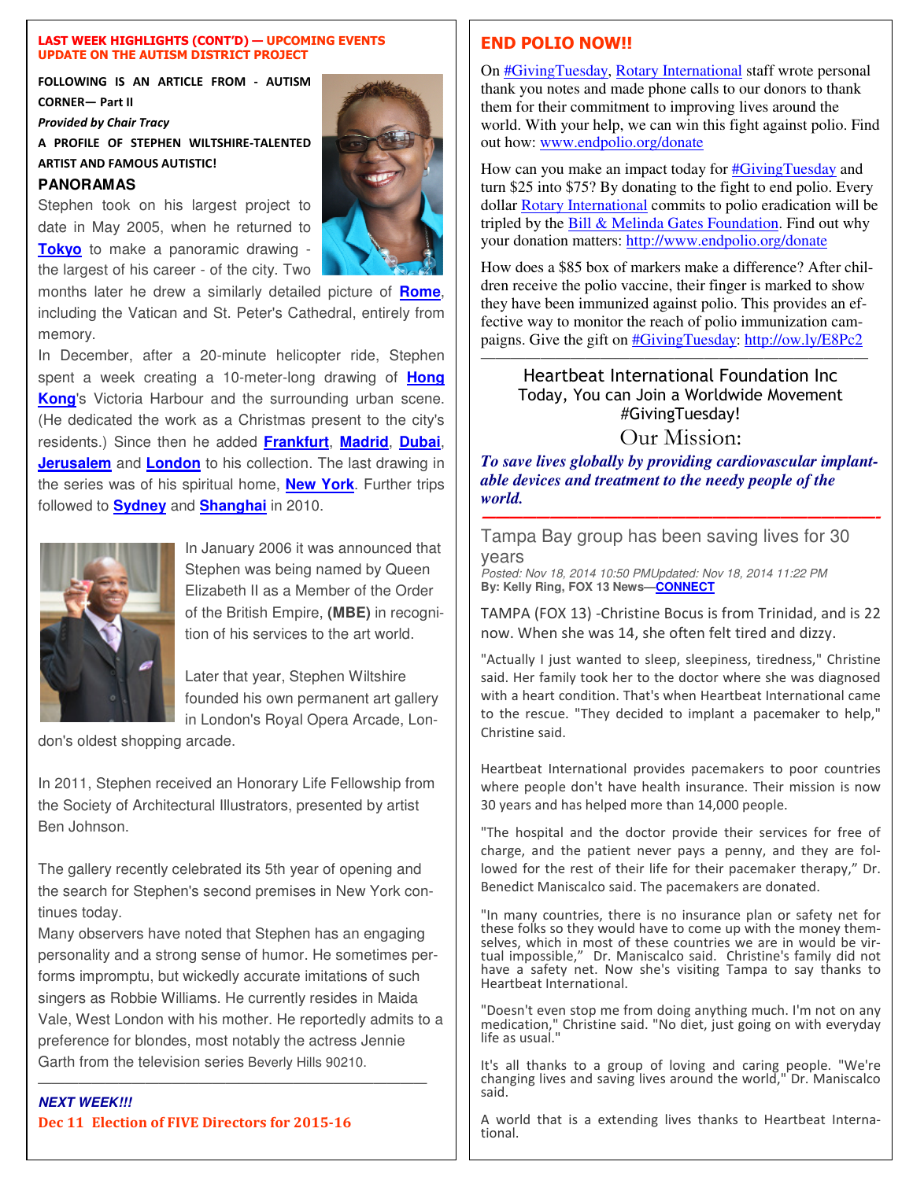**LAST WEEK HIGHLIGHTS (CONT'D) — UPCOMING EVENTS**
**UPDATE ON THE AUTISM DISTRICT PROJECT**

**FOLLOWING IS AN ARTICLE FROM - AUTISM CORNER— Part II**

***Provided by Chair Tracy***

**A PROFILE OF STEPHEN WILTSHIRE-TALENTED ARTIST AND FAMOUS AUTISTIC!**

### PANORAMAS

Stephen took on his largest project to date in May 2005, when he returned to **Tokyo** to make a panoramic drawing - the largest of his career - of the city. Two months later he drew a similarly detailed picture of **Rome**, including the Vatican and St. Peter's Cathedral, entirely from memory.

In December, after a 20-minute helicopter ride, Stephen spent a week creating a 10-meter-long drawing of **Hong Kong**'s Victoria Harbour and the surrounding urban scene. (He dedicated the work as a Christmas present to the city's residents.) Since then he added **Frankfurt**, **Madrid**, **Dubai**, **Jerusalem** and **London** to his collection. The last drawing in the series was of his spiritual home, **New York**. Further trips followed to **Sydney** and **Shanghai** in 2010.

In January 2006 it was announced that Stephen was being named by Queen Elizabeth II as a Member of the Order of the British Empire, **(MBE)** in recognition of his services to the art world.

Later that year, Stephen Wiltshire founded his own permanent art gallery in London's Royal Opera Arcade, London's oldest shopping arcade.

In 2011, Stephen received an Honorary Life Fellowship from the Society of Architectural Illustrators, presented by artist Ben Johnson.

The gallery recently celebrated its 5th year of opening and the search for Stephen's second premises in New York continues today.

Many observers have noted that Stephen has an engaging personality and a strong sense of humor. He sometimes performs impromptu, but wickedly accurate imitations of such singers as Robbie Williams. He currently resides in Maida Vale, West London with his mother. He reportedly admits to a preference for blondes, most notably the actress Jennie Garth from the television series Beverly Hills 90210.

---

***NEXT WEEK!!!***

**Dec 11 Election of FIVE Directors for 2015-16**

## END POLIO NOW!!

On #GivingTuesday, Rotary International staff wrote personal thank you notes and made phone calls to our donors to thank them for their commitment to improving lives around the world. With your help, we can win this fight against polio. Find out how: www.endpolio.org/donate

How can you make an impact today for #GivingTuesday and turn $25 into $75? By donating to the fight to end polio. Every dollar Rotary International commits to polio eradication will be tripled by the Bill & Melinda Gates Foundation. Find out why your donation matters: http://www.endpolio.org/donate

How does a $85 box of markers make a difference? After children receive the polio vaccine, their finger is marked to show they have been immunized against polio. This provides an effective way to monitor the reach of polio immunization campaigns. Give the gift on #GivingTuesday: http://ow.ly/E8Pc2

---

Heartbeat International Foundation Inc
Today, You can Join a Worldwide Movement
#GivingTuesday!

## Our Mission:

***To save lives globally by providing cardiovascular implantable devices and treatment to the needy people of the world.***

---

### Tampa Bay group has been saving lives for 30 years

*Posted: Nov 18, 2014 10:50 PMUpdated: Nov 18, 2014 11:22 PM*
**By: Kelly Ring, FOX 13 News—CONNECT**

TAMPA (FOX 13) -Christine Bocus is from Trinidad, and is 22 now. When she was 14, she often felt tired and dizzy.

"Actually I just wanted to sleep, sleepiness, tiredness," Christine said. Her family took her to the doctor where she was diagnosed with a heart condition. That's when Heartbeat International came to the rescue. "They decided to implant a pacemaker to help," Christine said.

Heartbeat International provides pacemakers to poor countries where people don't have health insurance. Their mission is now 30 years and has helped more than 14,000 people.

"The hospital and the doctor provide their services for free of charge, and the patient never pays a penny, and they are followed for the rest of their life for their pacemaker therapy," Dr. Benedict Maniscalco said. The pacemakers are donated.

"In many countries, there is no insurance plan or safety net for these folks so they would have to come up with the money themselves, which in most of these countries we are in would be virtual impossible," Dr. Maniscalco said. Christine's family did not have a safety net. Now she's visiting Tampa to say thanks to Heartbeat International.

"Doesn't even stop me from doing anything much. I'm not on any medication," Christine said. "No diet, just going on with everyday life as usual."

It's all thanks to a group of loving and caring people. "We're changing lives and saving lives around the world," Dr. Maniscalco said.

A world that is a extending lives thanks to Heartbeat International.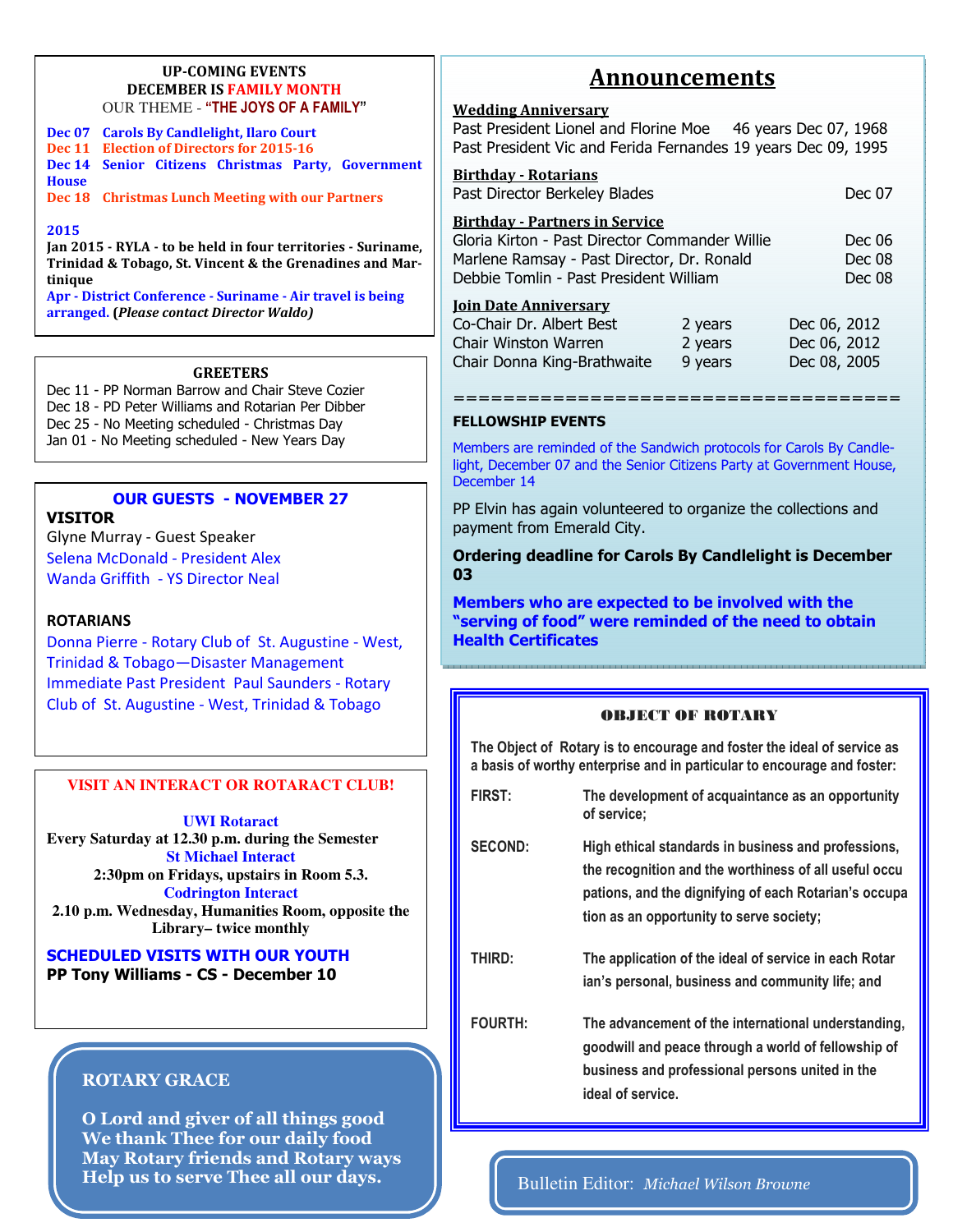## UP-COMING EVENTS
**DECEMBER IS FAMILY MONTH**
OUR THEME - **"THE JOYS OF A FAMILY"**

**Dec 07 Carols By Candlelight, Ilaro Court**
**Dec 11 Election of Directors for 2015-16**
**Dec 14 Senior Citizens Christmas Party, Government House**
**Dec 18 Christmas Lunch Meeting with our Partners**

**2015**
**Jan 2015 - RYLA - to be held in four territories - Suriname, Trinidad & Tobago, St. Vincent & the Grenadines and Martinique**
**Apr - District Conference - Suriname - Air travel is being arranged. (*Please contact Director Waldo*)**

## GREETERS
Dec 11 - PP Norman Barrow and Chair Steve Cozier
Dec 18 - PD Peter Williams and Rotarian Per Dibber
Dec 25 - No Meeting scheduled - Christmas Day
Jan 01 - No Meeting scheduled - New Years Day

## OUR GUESTS - NOVEMBER 27

**VISITOR**
Glyne Murray - Guest Speaker
Selena McDonald - President Alex
Wanda Griffith - YS Director Neal

**ROTARIANS**
Donna Pierre - Rotary Club of St. Augustine - West, Trinidad & Tobago—Disaster Management
Immediate Past President Paul Saunders - Rotary Club of St. Augustine - West, Trinidad & Tobago

## VISIT AN INTERACT OR ROTARACT CLUB!

**UWI Rotaract**
**Every Saturday at 12.30 p.m. during the Semester**
**St Michael Interact**
**2:30pm on Fridays, upstairs in Room 5.3.**
**Codrington Interact**
**2.10 p.m. Wednesday, Humanities Room, opposite the Library– twice monthly**

**SCHEDULED VISITS WITH OUR YOUTH**
**PP Tony Williams - CS - December 10**

## ROTARY GRACE

**O Lord and giver of all things good**
**We thank Thee for our daily food**
**May Rotary friends and Rotary ways**
**Help us to serve Thee all our days.**

# Announcements

**Wedding Anniversary**
Past President Lionel and Florine Moe 46 years Dec 07, 1968
Past President Vic and Ferida Fernandes 19 years Dec 09, 1995

**Birthday - Rotarians**
Past Director Berkeley Blades Dec 07

**Birthday - Partners in Service**
Gloria Kirton - Past Director Commander Willie Dec 06
Marlene Ramsay - Past Director, Dr. Ronald Dec 08
Debbie Tomlin - Past President William Dec 08

**Join Date Anniversary**

| | | |
|---|---|---|
| Co-Chair Dr. Albert Best | 2 years | Dec 06, 2012 |
| Chair Winston Warren | 2 years | Dec 06, 2012 |
| Chair Donna King-Brathwaite | 9 years | Dec 08, 2005 |

==================================

**FELLOWSHIP EVENTS**

Members are reminded of the Sandwich protocols for Carols By Candlelight, December 07 and the Senior Citizens Party at Government House, December 14

PP Elvin has again volunteered to organize the collections and payment from Emerald City.

**Ordering deadline for Carols By Candlelight is December 03**

**Members who are expected to be involved with the "serving of food" were reminded of the need to obtain Health Certificates**

## OBJECT OF ROTARY

**The Object of Rotary is to encourage and foster the ideal of service as a basis of worthy enterprise and in particular to encourage and foster:**

**FIRST:** The development of acquaintance as an opportunity of service;

**SECOND:** High ethical standards in business and professions, the recognition and the worthiness of all useful occupations, and the dignifying of each Rotarian's occupation as an opportunity to serve society;

**THIRD:** The application of the ideal of service in each Rotarian's personal, business and community life; and

**FOURTH:** The advancement of the international understanding, goodwill and peace through a world of fellowship of business and professional persons united in the ideal of service.

Bulletin Editor: *Michael Wilson Browne*